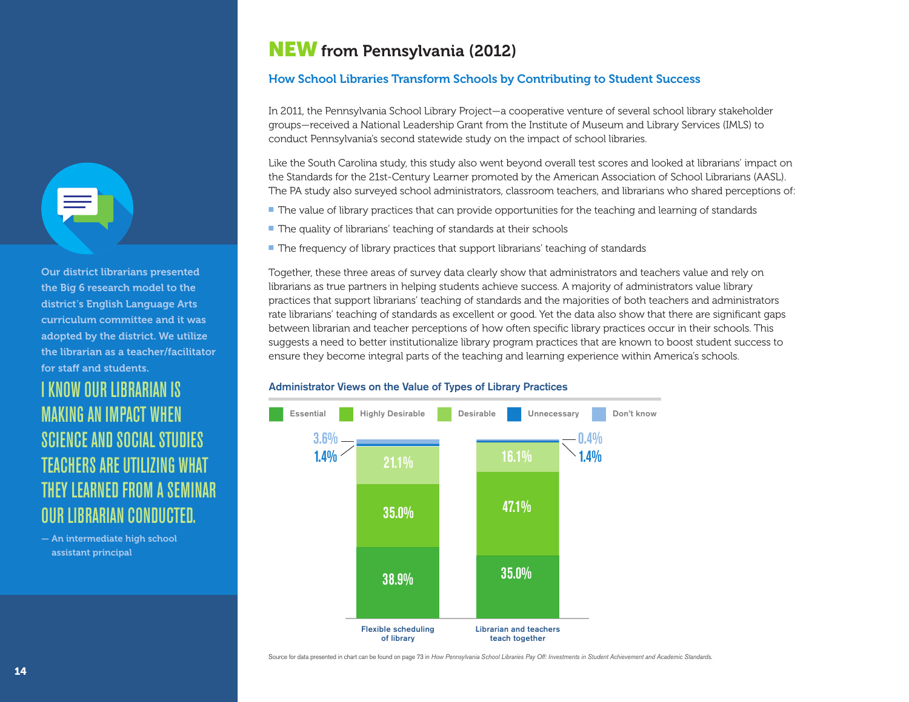## NEW from Pennsylvania (2012)

### How School Libraries Transform Schools by Contributing to Student Success

In 2011, the Pennsylvania School Library Project—a cooperative venture of several school library stakeholder groups—received a National Leadership Grant from the Institute of Museum and Library Services (IMLS) to conduct Pennsylvania's second statewide study on the impact of school libraries.

Like the South Carolina study, this study also went beyond overall test scores and looked at librarians' impact on the Standards for the 21st-Century Learner promoted by the American Association of School Librarians (AASL). The PA study also surveyed school administrators, classroom teachers, and librarians who shared perceptions of:

- The value of library practices that can provide opportunities for the teaching and learning of standards
- The quality of librarians' teaching of standards at their schools
- The frequency of library practices that support librarians' teaching of standards

Together, these three areas of survey data clearly show that administrators and teachers value and rely on librarians as true partners in helping students achieve success. A majority of administrators value library practices that support librarians' teaching of standards and the majorities of both teachers and administrators rate librarians' teaching of standards as excellent or good. Yet the data also show that there are significant gaps between librarian and teacher perceptions of how often specific library practices occur in their schools. This suggests a need to better institutionalize library program practices that are known to boost student success to ensure they become integral parts of the teaching and learning experience within America's schools.

#### Administrator Views on the Value of Types of Library Practices

| | Flexible scheduling of library | Librarian and teachers teach together |
|---|---|---|
| Essential | 38.9% | 35.0% |
| Highly Desirable | 35.0% | 47.1% |
| Desirable | 21.1% | 16.1% |
| Unnecessary | 1.4% | 1.4% |
| Don't know | 3.6% | 0.4% |

Source for data presented in chart can be found on page 73 in *How Pennsylvania School Libraries Pay Off: Investments in Student Achievement and Academic Standards.*

Our district librarians presented the Big 6 research model to the district's English Language Arts curriculum committee and it was adopted by the district. We utilize the librarian as a teacher/facilitator for staff and students.

I KNOW OUR LIBRARIAN IS MAKING AN IMPACT WHEN SCIENCE AND SOCIAL STUDIES TEACHERS ARE UTILIZING WHAT THEY LEARNED FROM A SEMINAR OUR LIBRARIAN CONDUCTED.

— An intermediate high school assistant principal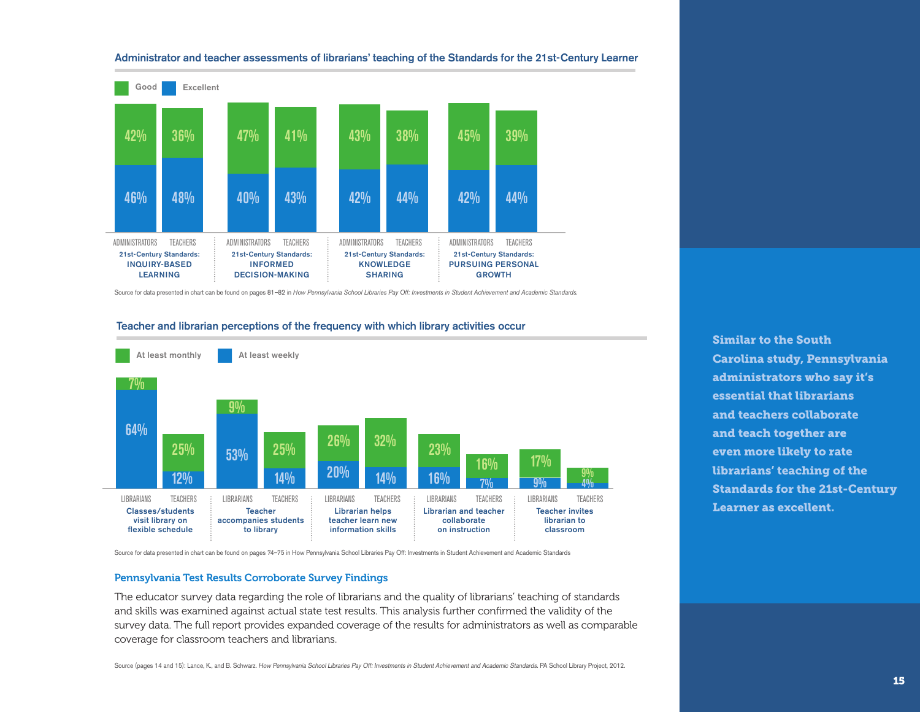### Administrator and teacher assessments of librarians' teaching of the Standards for the 21st-Century Learner

Good
Excellent

42%
46%
36%
48%
47%
40%
41%
43%
43%
42%
38%
44%
45%
42%
39%
44%

ADMINISTRATORS TEACHERS
21st-Century Standards: INQUIRY-BASED LEARNING

ADMINISTRATORS TEACHERS
21st-Century Standards: INFORMED DECISION-MAKING

ADMINISTRATORS TEACHERS
21st-Century Standards: KNOWLEDGE SHARING

ADMINISTRATORS TEACHERS
21st-Century Standards: PURSUING PERSONAL GROWTH

Source for data presented in chart can be found on pages 81–82 in *How Pennsylvania School Libraries Pay Off: Investments in Student Achievement and Academic Standards.*

### Teacher and librarian perceptions of the frequency with which library activities occur

At least monthly
At least weekly

7%
64%
25%
12%
9%
53%
25%
14%
26%
20%
32%
14%
23%
16%
16%
7%
17%
9%
9%
4%

LIBRARIANS TEACHERS
Classes/students visit library on flexible schedule

LIBRARIANS TEACHERS
Teacher accompanies students to library

LIBRARIANS TEACHERS
Librarian helps teacher learn new information skills

LIBRARIANS TEACHERS
Librarian and teacher collaborate on instruction

LIBRARIANS TEACHERS
Teacher invites librarian to classroom

Source for data presented in chart can be found on pages 74–75 in How Pennsylvania School Libraries Pay Off: Investments in Student Achievement and Academic Standards

### Pennsylvania Test Results Corroborate Survey Findings

The educator survey data regarding the role of librarians and the quality of librarians' teaching of standards and skills was examined against actual state test results. This analysis further confirmed the validity of the survey data. The full report provides expanded coverage of the results for administrators as well as comparable coverage for classroom teachers and librarians.

Source (pages 14 and 15): Lance, K., and B. Schwarz. *How Pennsylvania School Libraries Pay Off: Investments in Student Achievement and Academic Standards.* PA School Library Project, 2012.

**Similar to the South Carolina study, Pennsylvania administrators who say it's essential that librarians and teachers collaborate and teach together are even more likely to rate librarians' teaching of the Standards for the 21st-Century Learner as excellent.**